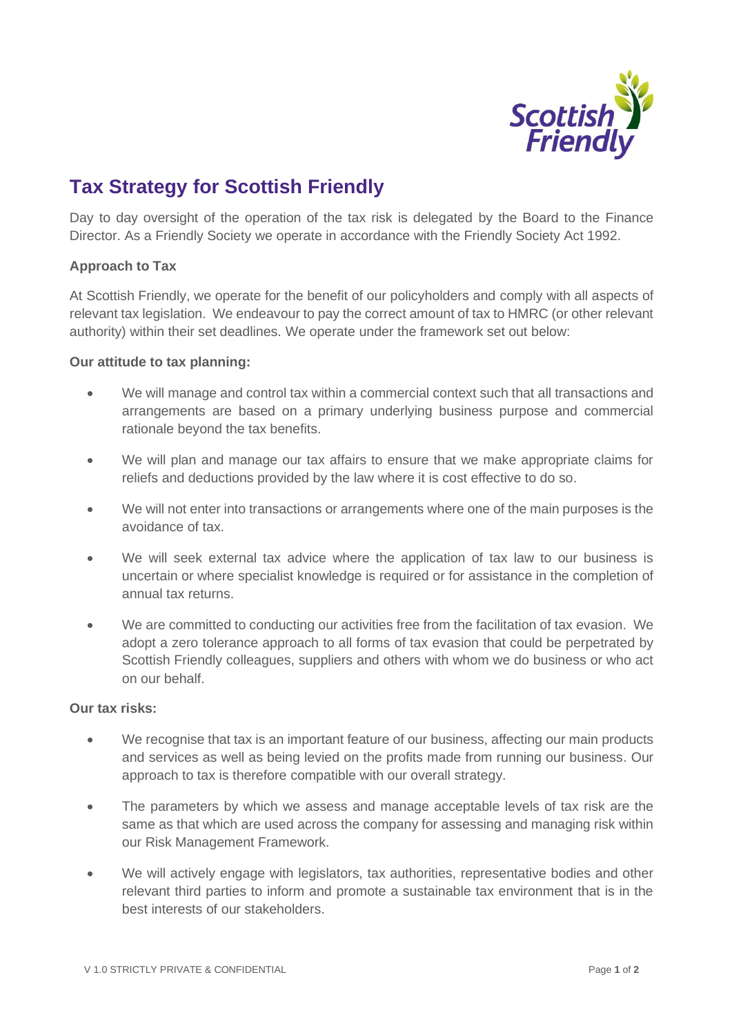# Tax Strategy for Scottish Friendly

Day to day oversight of the operation of the tax risk is delegated by the Board to the Finance Director. As a Friendly Society we operate in accordance with the Friendly Society Act 1992.

**Approach to Tax**

At Scottish Friendly, we operate for the benefit of our policyholders and comply with all aspects of relevant tax legislation. We endeavour to pay the correct amount of tax to HMRC (or other relevant authority) within their set deadlines. We operate under the framework set out below:

**Our attitude to tax planning:**

- We will manage and control tax within a commercial context such that all transactions and arrangements are based on a primary underlying business purpose and commercial rationale beyond the tax benefits.
- We will plan and manage our tax affairs to ensure that we make appropriate claims for reliefs and deductions provided by the law where it is cost effective to do so.
- We will not enter into transactions or arrangements where one of the main purposes is the avoidance of tax.
- We will seek external tax advice where the application of tax law to our business is uncertain or where specialist knowledge is required or for assistance in the completion of annual tax returns.
- We are committed to conducting our activities free from the facilitation of tax evasion. We adopt a zero tolerance approach to all forms of tax evasion that could be perpetrated by Scottish Friendly colleagues, suppliers and others with whom we do business or who act on our behalf.

**Our tax risks:**

- We recognise that tax is an important feature of our business, affecting our main products and services as well as being levied on the profits made from running our business. Our approach to tax is therefore compatible with our overall strategy.
- The parameters by which we assess and manage acceptable levels of tax risk are the same as that which are used across the company for assessing and managing risk within our Risk Management Framework.
- We will actively engage with legislators, tax authorities, representative bodies and other relevant third parties to inform and promote a sustainable tax environment that is in the best interests of our stakeholders.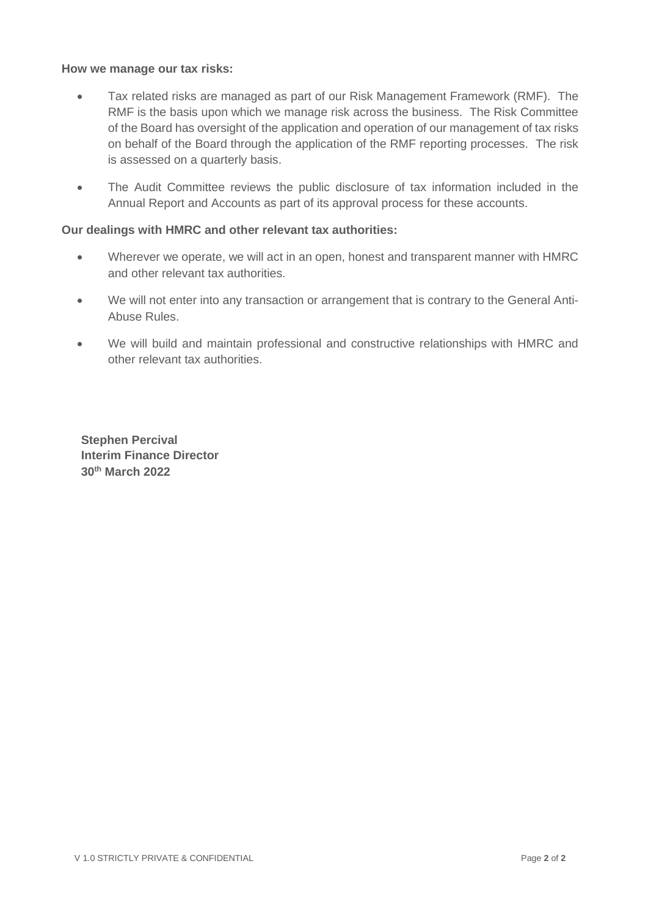**How we manage our tax risks:**

- Tax related risks are managed as part of our Risk Management Framework (RMF). The RMF is the basis upon which we manage risk across the business. The Risk Committee of the Board has oversight of the application and operation of our management of tax risks on behalf of the Board through the application of the RMF reporting processes. The risk is assessed on a quarterly basis.
- The Audit Committee reviews the public disclosure of tax information included in the Annual Report and Accounts as part of its approval process for these accounts.

**Our dealings with HMRC and other relevant tax authorities:**

- Wherever we operate, we will act in an open, honest and transparent manner with HMRC and other relevant tax authorities.
- We will not enter into any transaction or arrangement that is contrary to the General Anti-Abuse Rules.
- We will build and maintain professional and constructive relationships with HMRC and other relevant tax authorities.

**Stephen Percival**
**Interim Finance Director**
**30th March 2022**

V 1.0 STRICTLY PRIVATE & CONFIDENTIAL